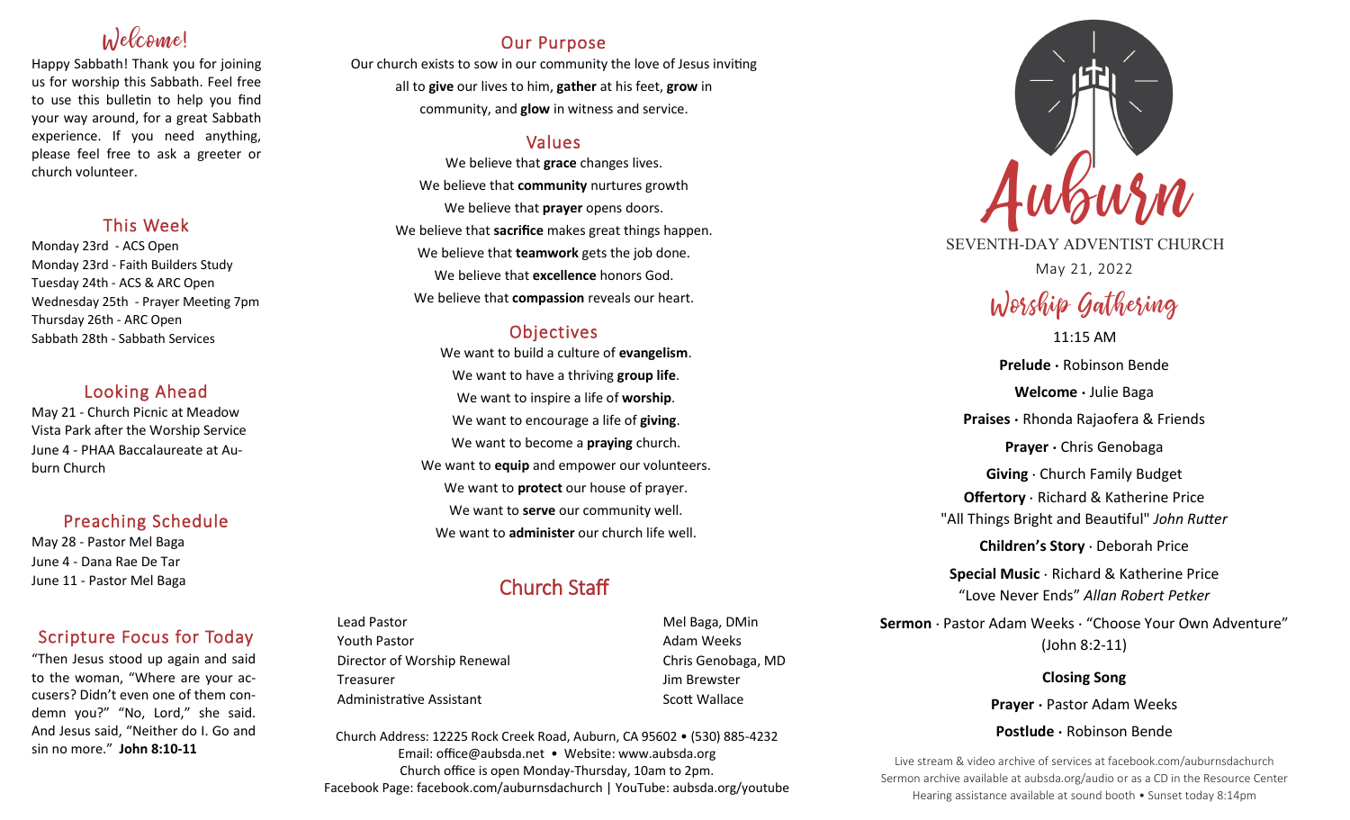## Welcome!

Happy Sabbath! Thank you for joining us for worship this Sabbath. Feel free to use this bulletin to help you find your way around, for a great Sabbath experience. If you need anything, please feel free to ask a greeter or church volunteer.

## This Week

Monday 23rd - ACS Open
Monday 23rd - Faith Builders Study
Tuesday 24th - ACS & ARC Open
Wednesday 25th - Prayer Meeting 7pm
Thursday 26th - ARC Open
Sabbath 28th - Sabbath Services

## Looking Ahead

May 21 - Church Picnic at Meadow Vista Park after the Worship Service
June 4 - PHAA Baccalaureate at Auburn Church

## Preaching Schedule

May 28 - Pastor Mel Baga
June 4 - Dana Rae De Tar
June 11 - Pastor Mel Baga

## Scripture Focus for Today

"Then Jesus stood up again and said to the woman, "Where are your accusers? Didn't even one of them condemn you?" "No, Lord," she said. And Jesus said, "Neither do I. Go and sin no more." **John 8:10-11**

## Our Purpose

Our church exists to sow in our community the love of Jesus inviting all to **give** our lives to him, **gather** at his feet, **grow** in community, and **glow** in witness and service.

## Values

We believe that **grace** changes lives.
We believe that **community** nurtures growth
We believe that **prayer** opens doors.
We believe that **sacrifice** makes great things happen.
We believe that **teamwork** gets the job done.
We believe that **excellence** honors God.
We believe that **compassion** reveals our heart.

## Objectives

We want to build a culture of **evangelism**.
We want to have a thriving **group life**.
We want to inspire a life of **worship**.
We want to encourage a life of **giving**.
We want to become a **praying** church.
We want to **equip** and empower our volunteers.
We want to **protect** our house of prayer.
We want to **serve** our community well.
We want to **administer** our church life well.

## Church Staff

| | |
|---|---|
| Lead Pastor | Mel Baga, DMin |
| Youth Pastor | Adam Weeks |
| Director of Worship Renewal | Chris Genobaga, MD |
| Treasurer | Jim Brewster |
| Administrative Assistant | Scott Wallace |

Church Address: 12225 Rock Creek Road, Auburn, CA 95602 • (530) 885-4232
Email: office@aubsda.net • Website: www.aubsda.org
Church office is open Monday-Thursday, 10am to 2pm.
Facebook Page: facebook.com/auburnsdachurch | YouTube: aubsda.org/youtube

# Auburn

SEVENTH-DAY ADVENTIST CHURCH

May 21, 2022

## Worship Gathering

11:15 AM

**Prelude** · Robinson Bende

**Welcome** · Julie Baga

**Praises** · Rhonda Rajaofera & Friends

**Prayer** · Chris Genobaga

**Giving** · Church Family Budget

**Offertory** · Richard & Katherine Price
"All Things Bright and Beautiful" *John Rutter*

**Children's Story** · Deborah Price

**Special Music** · Richard & Katherine Price
"Love Never Ends" *Allan Robert Petker*

**Sermon** · Pastor Adam Weeks · "Choose Your Own Adventure" (John 8:2-11)

**Closing Song**

**Prayer** · Pastor Adam Weeks

**Postlude** · Robinson Bende

Live stream & video archive of services at facebook.com/auburnsdachurch
Sermon archive available at aubsda.org/audio or as a CD in the Resource Center
Hearing assistance available at sound booth • Sunset today 8:14pm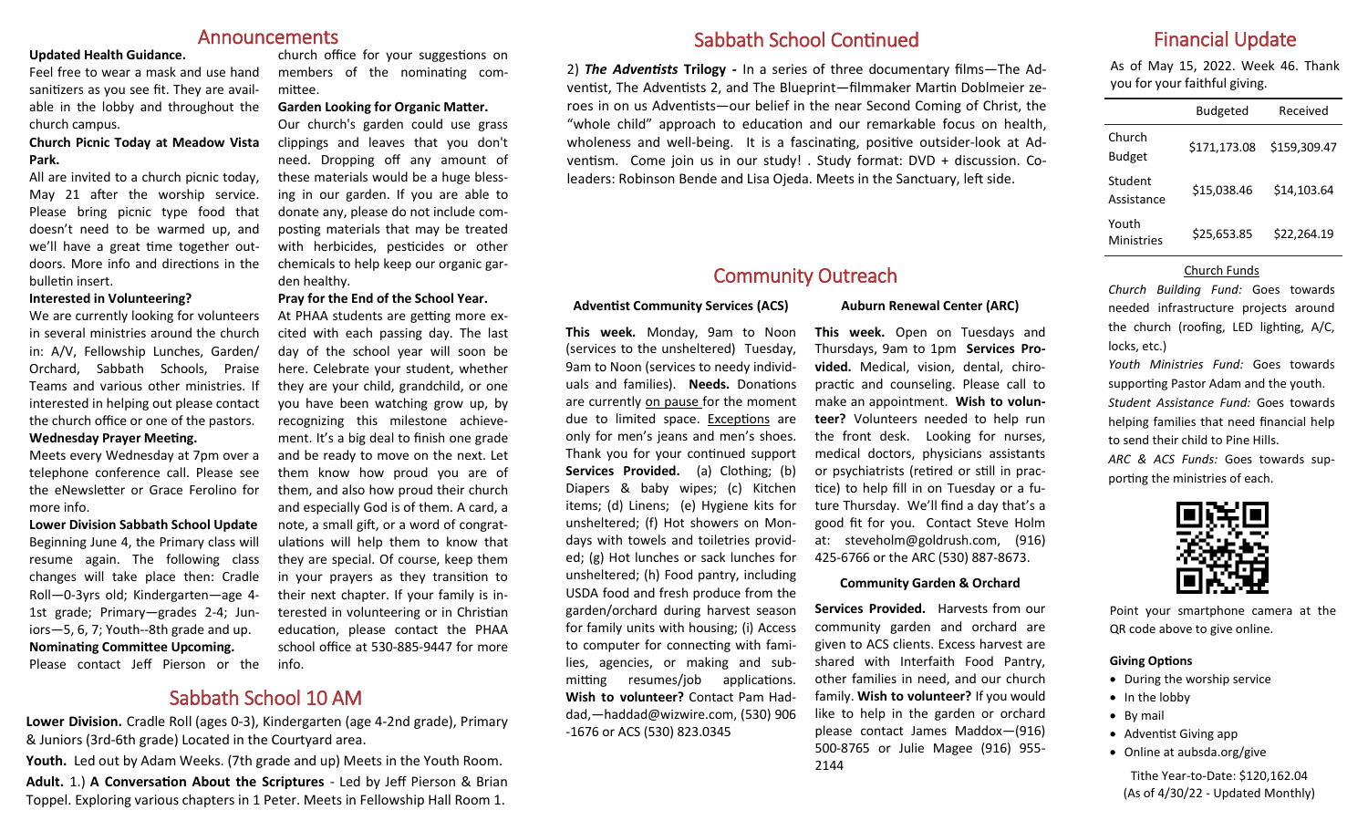## Announcements

**Updated Health Guidance.**

Feel free to wear a mask and use hand sanitizers as you see fit. They are available in the lobby and throughout the church campus.

**Church Picnic Today at Meadow Vista Park.**

All are invited to a church picnic today, May 21 after the worship service. Please bring picnic type food that doesn't need to be warmed up, and we'll have a great time together outdoors. More info and directions in the bulletin insert.

**Interested in Volunteering?**

We are currently looking for volunteers in several ministries around the church in: A/V, Fellowship Lunches, Garden/Orchard, Sabbath Schools, Praise Teams and various other ministries. If interested in helping out please contact the church office or one of the pastors.

**Wednesday Prayer Meeting.**

Meets every Wednesday at 7pm over a telephone conference call. Please see the eNewsletter or Grace Ferolino for more info.

**Lower Division Sabbath School Update**

Beginning June 4, the Primary class will resume again. The following class changes will take place then: Cradle Roll—0-3yrs old; Kindergarten—age 4-1st grade; Primary—grades 2-4; Juniors—5, 6, 7; Youth--8th grade and up.

**Nominating Committee Upcoming.**

Please contact Jeff Pierson or the church office for your suggestions on members of the nominating committee.

**Garden Looking for Organic Matter.**

Our church's garden could use grass clippings and leaves that you don't need. Dropping off any amount of these materials would be a huge blessing in our garden. If you are able to donate any, please do not include composting materials that may be treated with herbicides, pesticides or other chemicals to help keep our organic garden healthy.

**Pray for the End of the School Year.**

At PHAA students are getting more excited with each passing day. The last day of the school year will soon be here. Celebrate your student, whether they are your child, grandchild, or one you have been watching grow up, by recognizing this milestone achievement. It's a big deal to finish one grade and be ready to move on the next. Let them know how proud you are of them, and also how proud their church and especially God is of them. A card, a note, a small gift, or a word of congratulations will help them to know that they are special. Of course, keep them in your prayers as they transition to their next chapter. If your family is interested in volunteering or in Christian education, please contact the PHAA school office at 530-885-9447 for more info.

## Sabbath School 10 AM

**Lower Division.** Cradle Roll (ages 0-3), Kindergarten (age 4-2nd grade), Primary & Juniors (3rd-6th grade) Located in the Courtyard area.

**Youth.** Led out by Adam Weeks. (7th grade and up) Meets in the Youth Room.

**Adult.** 1.) **A Conversation About the Scriptures** - Led by Jeff Pierson & Brian Toppel. Exploring various chapters in 1 Peter. Meets in Fellowship Hall Room 1.

## Sabbath School Continued

2) ***The Adventists* Trilogy -** In a series of three documentary films—The Adventist, The Adventists 2, and The Blueprint—filmmaker Martin Doblmeier zeroes in on us Adventists—our belief in the near Second Coming of Christ, the "whole child" approach to education and our remarkable focus on health, wholeness and well-being. It is a fascinating, positive outsider-look at Adventism. Come join us in our study! . Study format: DVD + discussion. Co-leaders: Robinson Bende and Lisa Ojeda. Meets in the Sanctuary, left side.

## Community Outreach

### Adventist Community Services (ACS)

**This week.** Monday, 9am to Noon (services to the unsheltered) Tuesday, 9am to Noon (services to needy individuals and families). **Needs.** Donations are currently on pause for the moment due to limited space. Exceptions are only for men's jeans and men's shoes. Thank you for your continued support **Services Provided.** (a) Clothing; (b) Diapers & baby wipes; (c) Kitchen items; (d) Linens; (e) Hygiene kits for unsheltered; (f) Hot showers on Mondays with towels and toiletries provided; (g) Hot lunches or sack lunches for unsheltered; (h) Food pantry, including USDA food and fresh produce from the garden/orchard during harvest season for family units with housing; (i) Access to computer for connecting with families, agencies, or making and submitting resumes/job applications. **Wish to volunteer?** Contact Pam Haddad,—haddad@wizwire.com, (530) 906-1676 or ACS (530) 823.0345

### Auburn Renewal Center (ARC)

**This week.** Open on Tuesdays and Thursdays, 9am to 1pm **Services Provided.** Medical, vision, dental, chiropractic and counseling. Please call to make an appointment. **Wish to volunteer?** Volunteers needed to help run the front desk. Looking for nurses, medical doctors, physicians assistants or psychiatrists (retired or still in practice) to help fill in on Tuesday or a future Thursday. We'll find a day that's a good fit for you. Contact Steve Holm at: steveholm@goldrush.com, (916) 425-6766 or the ARC (530) 887-8673.

### Community Garden & Orchard

**Services Provided.** Harvests from our community garden and orchard are given to ACS clients. Excess harvest are shared with Interfaith Food Pantry, other families in need, and our church family. **Wish to volunteer?** If you would like to help in the garden or orchard please contact James Maddox—(916) 500-8765 or Julie Magee (916) 955-2144

## Financial Update

As of May 15, 2022. Week 46. Thank you for your faithful giving.

| | Budgeted | Received |
|---|---|---|
| Church Budget | $171,173.08 | $159,309.47 |
| Student Assistance | $15,038.46 | $14,103.64 |
| Youth Ministries | $25,653.85 | $22,264.19 |

Church Funds

*Church Building Fund:* Goes towards needed infrastructure projects around the church (roofing, LED lighting, A/C, locks, etc.)

*Youth Ministries Fund:* Goes towards supporting Pastor Adam and the youth.

*Student Assistance Fund:* Goes towards helping families that need financial help to send their child to Pine Hills.

*ARC & ACS Funds:* Goes towards supporting the ministries of each.

Point your smartphone camera at the QR code above to give online.

**Giving Options**

- During the worship service
- In the lobby
- By mail
- Adventist Giving app
- Online at aubsda.org/give

Tithe Year-to-Date: $120,162.04
(As of 4/30/22 - Updated Monthly)